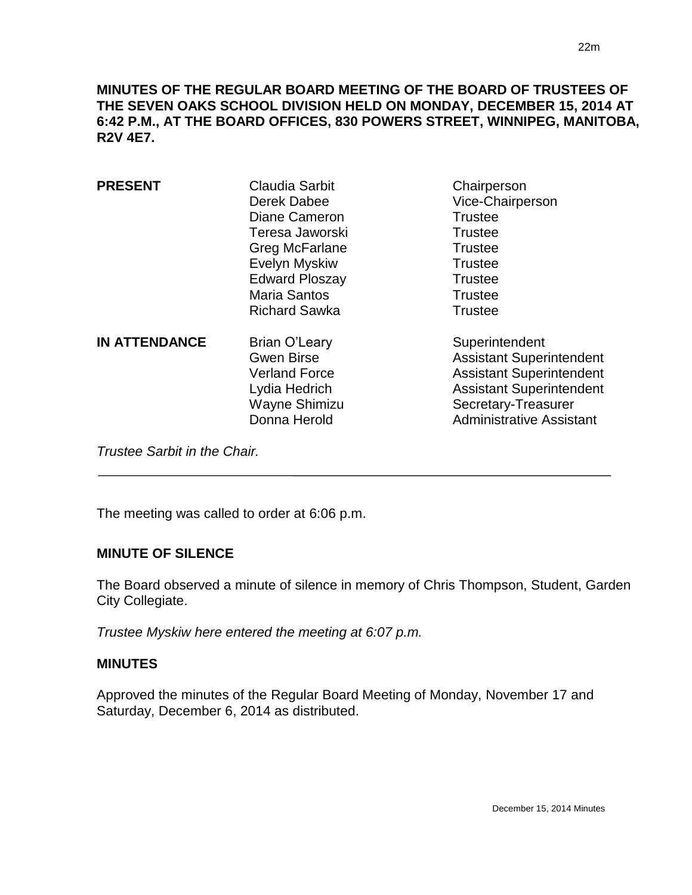**MINUTES OF THE REGULAR BOARD MEETING OF THE BOARD OF TRUSTEES OF THE SEVEN OAKS SCHOOL DIVISION HELD ON MONDAY, DECEMBER 15, 2014 AT 6:42 P.M., AT THE BOARD OFFICES, 830 POWERS STREET, WINNIPEG, MANITOBA, R2V 4E7.**

| | | |
|---|---|---|
| **PRESENT** | Claudia Sarbit | Chairperson |
| | Derek Dabee | Vice-Chairperson |
| | Diane Cameron | Trustee |
| | Teresa Jaworski | Trustee |
| | Greg McFarlane | Trustee |
| | Evelyn Myskiw | Trustee |
| | Edward Ploszay | Trustee |
| | Maria Santos | Trustee |
| | Richard Sawka | Trustee |
| **IN ATTENDANCE** | Brian O'Leary | Superintendent |
| | Gwen Birse | Assistant Superintendent |
| | Verland Force | Assistant Superintendent |
| | Lydia Hedrich | Assistant Superintendent |
| | Wayne Shimizu | Secretary-Treasurer |
| | Donna Herold | Administrative Assistant |

*Trustee Sarbit in the Chair.*

---

The meeting was called to order at 6:06 p.m.

**MINUTE OF SILENCE**

The Board observed a minute of silence in memory of Chris Thompson, Student, Garden City Collegiate.

*Trustee Myskiw here entered the meeting at 6:07 p.m.*

**MINUTES**

Approved the minutes of the Regular Board Meeting of Monday, November 17 and Saturday, December 6, 2014 as distributed.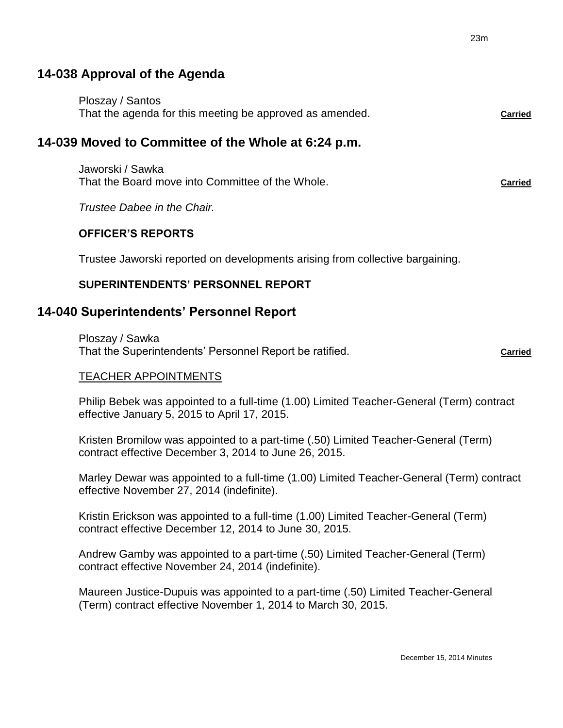## 14-038 Approval of the Agenda

Ploszay / Santos
That the agenda for this meeting be approved as amended. **Carried**

## 14-039 Moved to Committee of the Whole at 6:24 p.m.

Jaworski / Sawka
That the Board move into Committee of the Whole. **Carried**

*Trustee Dabee in the Chair.*

**OFFICER'S REPORTS**

Trustee Jaworski reported on developments arising from collective bargaining.

**SUPERINTENDENTS' PERSONNEL REPORT**

## 14-040 Superintendents' Personnel Report

Ploszay / Sawka
That the Superintendents' Personnel Report be ratified. **Carried**

TEACHER APPOINTMENTS

Philip Bebek was appointed to a full-time (1.00) Limited Teacher-General (Term) contract effective January 5, 2015 to April 17, 2015.

Kristen Bromilow was appointed to a part-time (.50) Limited Teacher-General (Term) contract effective December 3, 2014 to June 26, 2015.

Marley Dewar was appointed to a full-time (1.00) Limited Teacher-General (Term) contract effective November 27, 2014 (indefinite).

Kristin Erickson was appointed to a full-time (1.00) Limited Teacher-General (Term) contract effective December 12, 2014 to June 30, 2015.

Andrew Gamby was appointed to a part-time (.50) Limited Teacher-General (Term) contract effective November 24, 2014 (indefinite).

Maureen Justice-Dupuis was appointed to a part-time (.50) Limited Teacher-General (Term) contract effective November 1, 2014 to March 30, 2015.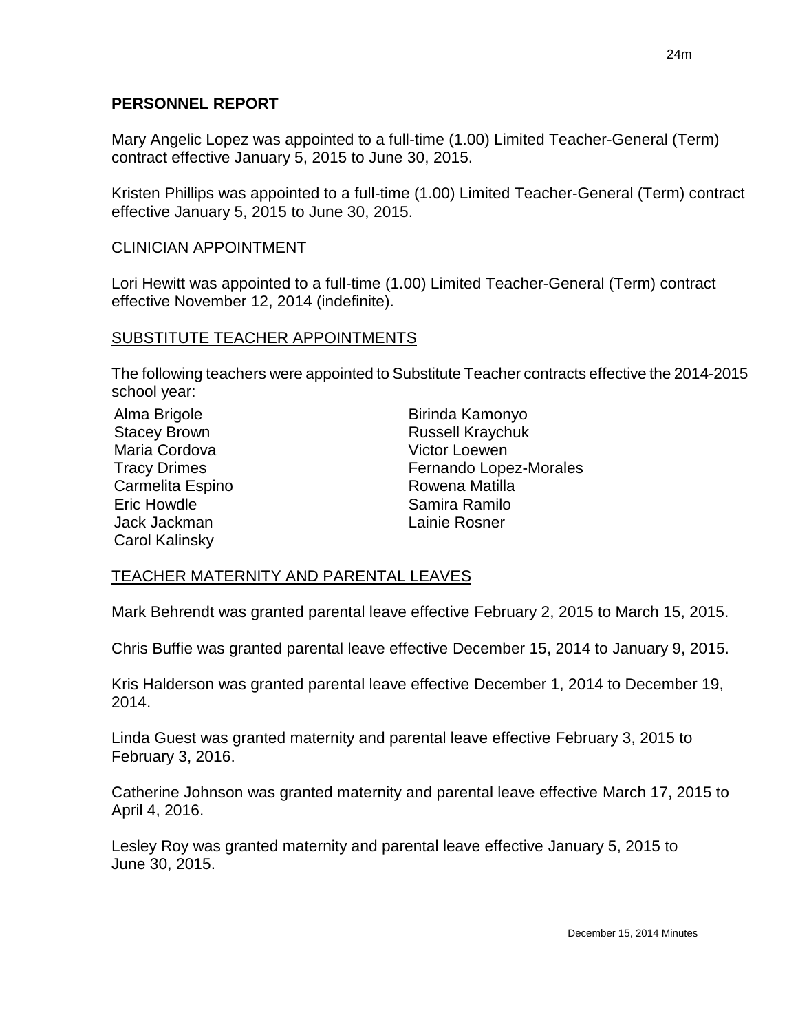## PERSONNEL REPORT

Mary Angelic Lopez was appointed to a full-time (1.00) Limited Teacher-General (Term) contract effective January 5, 2015 to June 30, 2015.

Kristen Phillips was appointed to a full-time (1.00) Limited Teacher-General (Term) contract effective January 5, 2015 to June 30, 2015.

### CLINICIAN APPOINTMENT

Lori Hewitt was appointed to a full-time (1.00) Limited Teacher-General (Term) contract effective November 12, 2014 (indefinite).

### SUBSTITUTE TEACHER APPOINTMENTS

The following teachers were appointed to Substitute Teacher contracts effective the 2014-2015 school year:

- Alma Brigole
- Stacey Brown
- Maria Cordova
- Tracy Drimes
- Carmelita Espino
- Eric Howdle
- Jack Jackman
- Carol Kalinsky
- Birinda Kamonyo
- Russell Kraychuk
- Victor Loewen
- Fernando Lopez-Morales
- Rowena Matilla
- Samira Ramilo
- Lainie Rosner

### TEACHER MATERNITY AND PARENTAL LEAVES

Mark Behrendt was granted parental leave effective February 2, 2015 to March 15, 2015.

Chris Buffie was granted parental leave effective December 15, 2014 to January 9, 2015.

Kris Halderson was granted parental leave effective December 1, 2014 to December 19, 2014.

Linda Guest was granted maternity and parental leave effective February 3, 2015 to February 3, 2016.

Catherine Johnson was granted maternity and parental leave effective March 17, 2015 to April 4, 2016.

Lesley Roy was granted maternity and parental leave effective January 5, 2015 to June 30, 2015.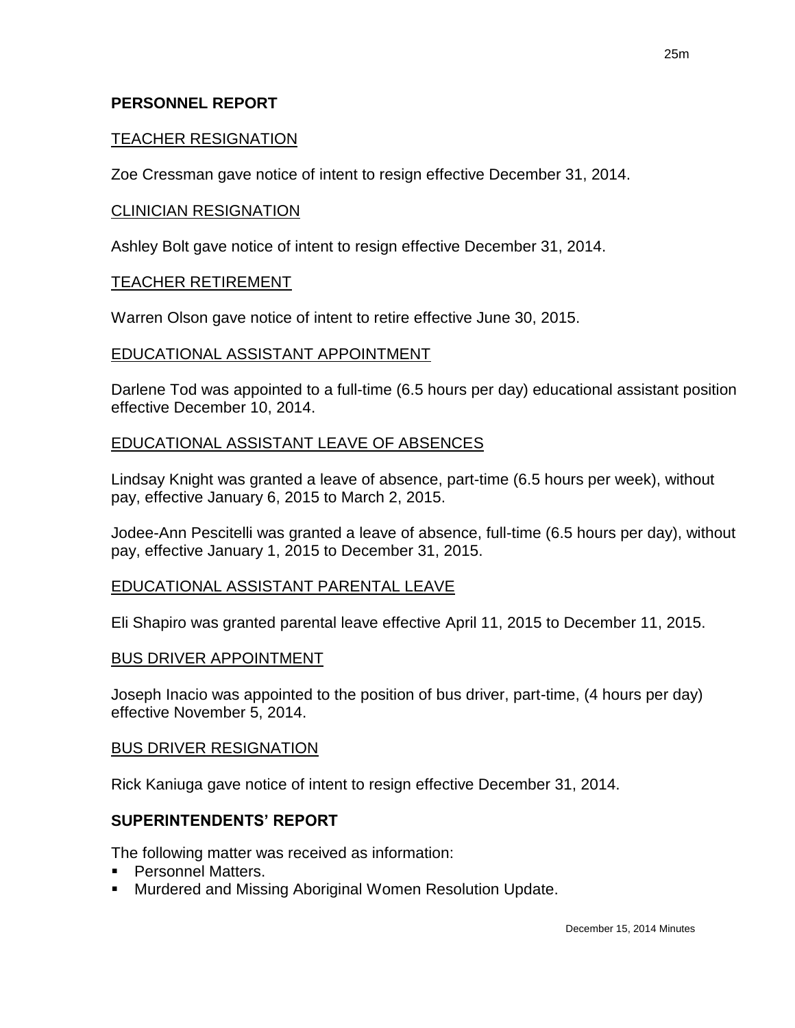## PERSONNEL REPORT

TEACHER RESIGNATION

Zoe Cressman gave notice of intent to resign effective December 31, 2014.

CLINICIAN RESIGNATION

Ashley Bolt gave notice of intent to resign effective December 31, 2014.

TEACHER RETIREMENT

Warren Olson gave notice of intent to retire effective June 30, 2015.

EDUCATIONAL ASSISTANT APPOINTMENT

Darlene Tod was appointed to a full-time (6.5 hours per day) educational assistant position effective December 10, 2014.

EDUCATIONAL ASSISTANT LEAVE OF ABSENCES

Lindsay Knight was granted a leave of absence, part-time (6.5 hours per week), without pay, effective January 6, 2015 to March 2, 2015.

Jodee-Ann Pescitelli was granted a leave of absence, full-time (6.5 hours per day), without pay, effective January 1, 2015 to December 31, 2015.

EDUCATIONAL ASSISTANT PARENTAL LEAVE

Eli Shapiro was granted parental leave effective April 11, 2015 to December 11, 2015.

BUS DRIVER APPOINTMENT

Joseph Inacio was appointed to the position of bus driver, part-time, (4 hours per day) effective November 5, 2014.

BUS DRIVER RESIGNATION

Rick Kaniuga gave notice of intent to resign effective December 31, 2014.

## SUPERINTENDENTS' REPORT

The following matter was received as information:

- Personnel Matters.
- Murdered and Missing Aboriginal Women Resolution Update.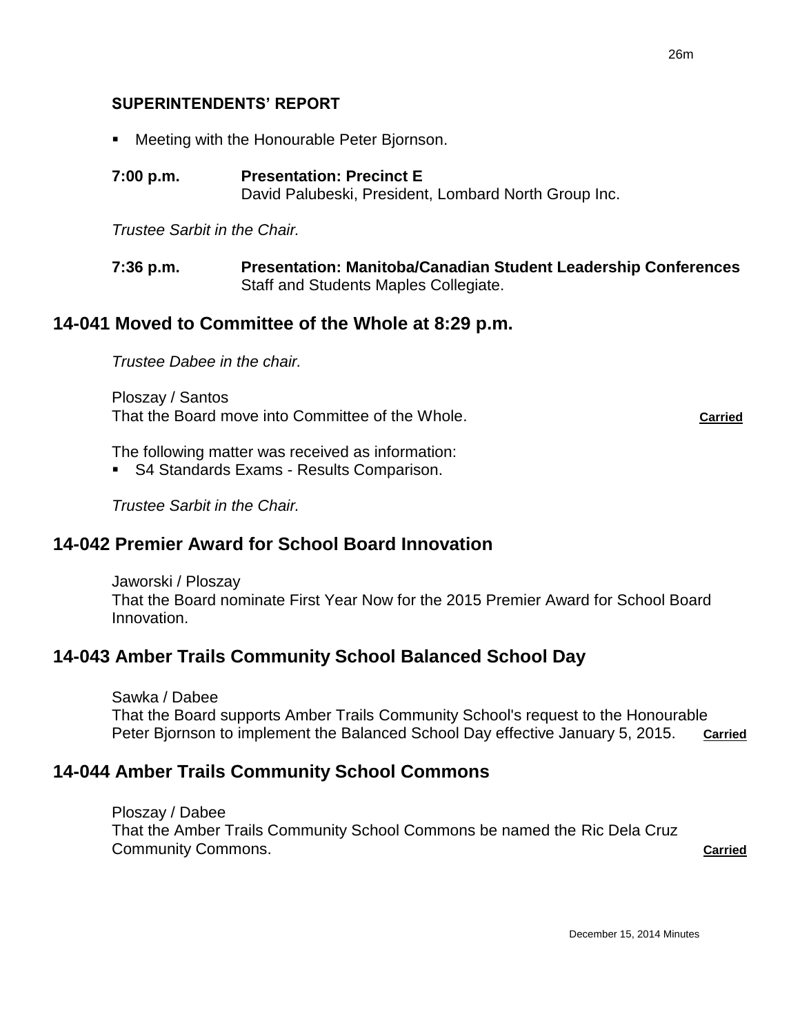### SUPERINTENDENTS' REPORT

- Meeting with the Honourable Peter Bjornson.

**7:00 p.m.** **Presentation: Precinct E**
David Palubeski, President, Lombard North Group Inc.

*Trustee Sarbit in the Chair.*

**7:36 p.m.** **Presentation: Manitoba/Canadian Student Leadership Conferences**
Staff and Students Maples Collegiate.

## 14-041 Moved to Committee of the Whole at 8:29 p.m.

*Trustee Dabee in the chair.*

Ploszay / Santos
That the Board move into Committee of the Whole. **Carried**

The following matter was received as information:

- S4 Standards Exams - Results Comparison.

*Trustee Sarbit in the Chair.*

## 14-042 Premier Award for School Board Innovation

Jaworski / Ploszay
That the Board nominate First Year Now for the 2015 Premier Award for School Board Innovation.

## 14-043 Amber Trails Community School Balanced School Day

Sawka / Dabee
That the Board supports Amber Trails Community School's request to the Honourable Peter Bjornson to implement the Balanced School Day effective January 5, 2015. **Carried**

## 14-044 Amber Trails Community School Commons

Ploszay / Dabee
That the Amber Trails Community School Commons be named the Ric Dela Cruz Community Commons. **Carried**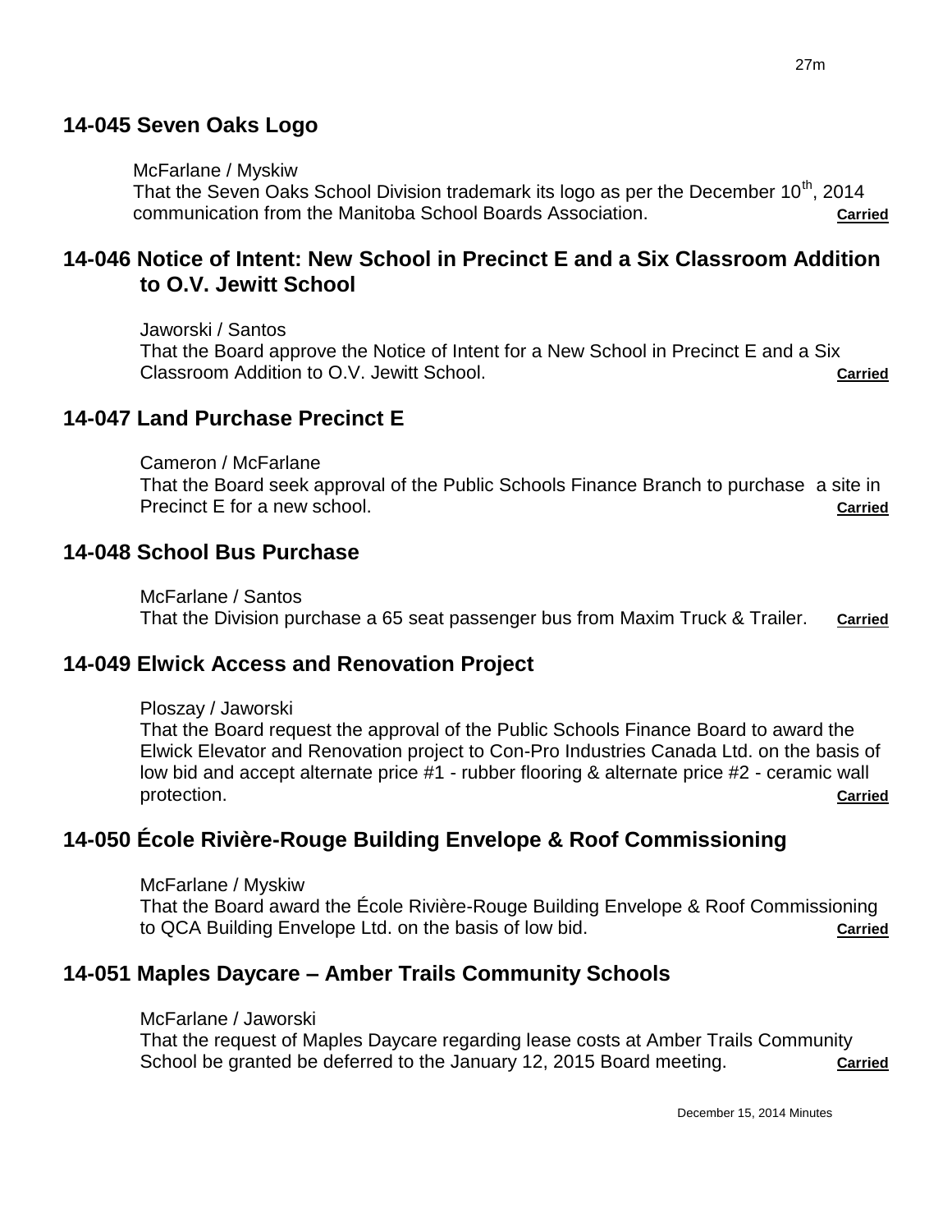## 14-045 Seven Oaks Logo

McFarlane / Myskiw
That the Seven Oaks School Division trademark its logo as per the December 10th, 2014 communication from the Manitoba School Boards Association. **Carried**

## 14-046 Notice of Intent: New School in Precinct E and a Six Classroom Addition to O.V. Jewitt School

Jaworski / Santos
That the Board approve the Notice of Intent for a New School in Precinct E and a Six Classroom Addition to O.V. Jewitt School. **Carried**

## 14-047 Land Purchase Precinct E

Cameron / McFarlane
That the Board seek approval of the Public Schools Finance Branch to purchase a site in Precinct E for a new school. **Carried**

## 14-048 School Bus Purchase

McFarlane / Santos
That the Division purchase a 65 seat passenger bus from Maxim Truck & Trailer. **Carried**

## 14-049 Elwick Access and Renovation Project

Ploszay / Jaworski
That the Board request the approval of the Public Schools Finance Board to award the Elwick Elevator and Renovation project to Con-Pro Industries Canada Ltd. on the basis of low bid and accept alternate price #1 - rubber flooring & alternate price #2 - ceramic wall protection. **Carried**

## 14-050 École Rivière-Rouge Building Envelope & Roof Commissioning

McFarlane / Myskiw
That the Board award the École Rivière-Rouge Building Envelope & Roof Commissioning to QCA Building Envelope Ltd. on the basis of low bid. **Carried**

## 14-051 Maples Daycare – Amber Trails Community Schools

McFarlane / Jaworski
That the request of Maples Daycare regarding lease costs at Amber Trails Community School be granted be deferred to the January 12, 2015 Board meeting. **Carried**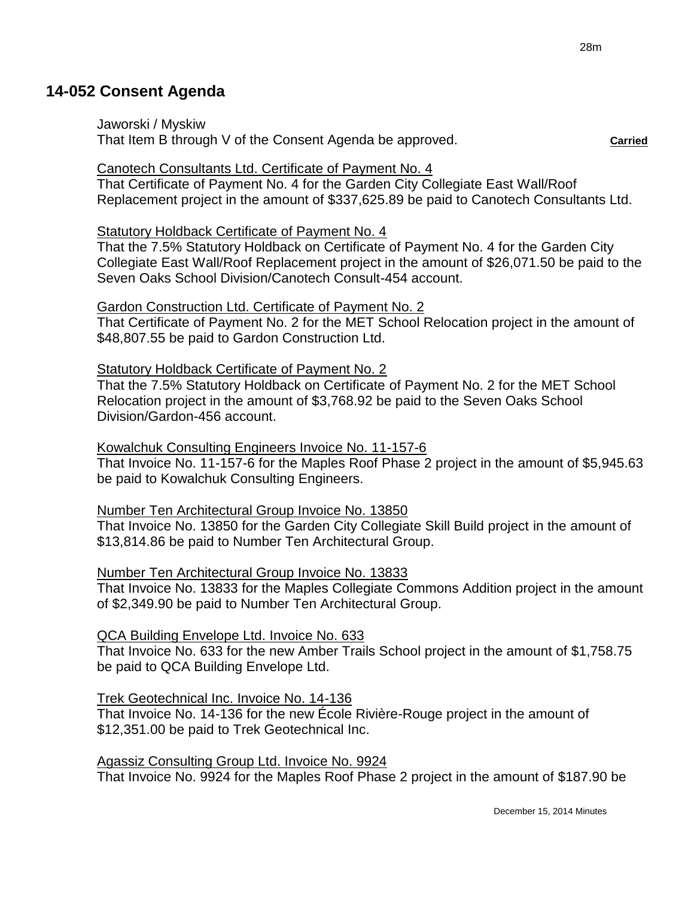## 14-052 Consent Agenda

Jaworski / Myskiw
That Item B through V of the Consent Agenda be approved. **Carried**

Canotech Consultants Ltd. Certificate of Payment No. 4
That Certificate of Payment No. 4 for the Garden City Collegiate East Wall/Roof Replacement project in the amount of $337,625.89 be paid to Canotech Consultants Ltd.

Statutory Holdback Certificate of Payment No. 4
That the 7.5% Statutory Holdback on Certificate of Payment No. 4 for the Garden City Collegiate East Wall/Roof Replacement project in the amount of $26,071.50 be paid to the Seven Oaks School Division/Canotech Consult-454 account.

Gardon Construction Ltd. Certificate of Payment No. 2
That Certificate of Payment No. 2 for the MET School Relocation project in the amount of $48,807.55 be paid to Gardon Construction Ltd.

Statutory Holdback Certificate of Payment No. 2
That the 7.5% Statutory Holdback on Certificate of Payment No. 2 for the MET School Relocation project in the amount of $3,768.92 be paid to the Seven Oaks School Division/Gardon-456 account.

Kowalchuk Consulting Engineers Invoice No. 11-157-6
That Invoice No. 11-157-6 for the Maples Roof Phase 2 project in the amount of $5,945.63 be paid to Kowalchuk Consulting Engineers.

Number Ten Architectural Group Invoice No. 13850
That Invoice No. 13850 for the Garden City Collegiate Skill Build project in the amount of $13,814.86 be paid to Number Ten Architectural Group.

Number Ten Architectural Group Invoice No. 13833
That Invoice No. 13833 for the Maples Collegiate Commons Addition project in the amount of $2,349.90 be paid to Number Ten Architectural Group.

QCA Building Envelope Ltd. Invoice No. 633
That Invoice No. 633 for the new Amber Trails School project in the amount of $1,758.75 be paid to QCA Building Envelope Ltd.

Trek Geotechnical Inc. Invoice No. 14-136
That Invoice No. 14-136 for the new École Rivière-Rouge project in the amount of $12,351.00 be paid to Trek Geotechnical Inc.

Agassiz Consulting Group Ltd. Invoice No. 9924
That Invoice No. 9924 for the Maples Roof Phase 2 project in the amount of $187.90 be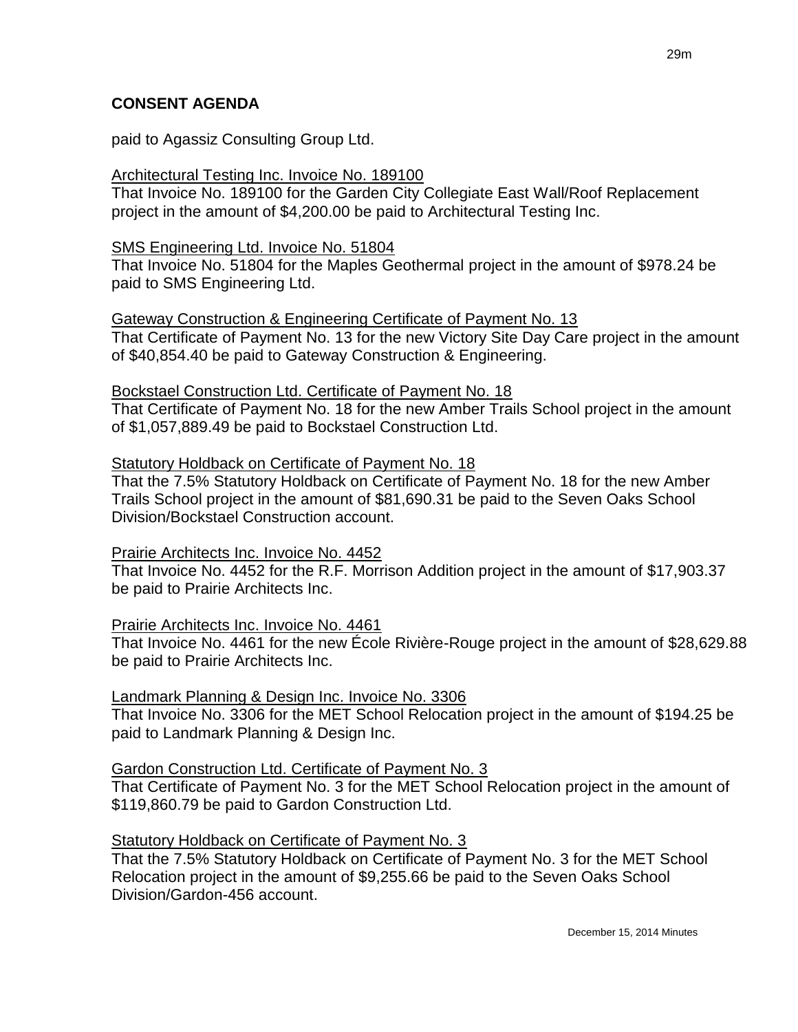## CONSENT AGENDA

paid to Agassiz Consulting Group Ltd.

Architectural Testing Inc. Invoice No. 189100

That Invoice No. 189100 for the Garden City Collegiate East Wall/Roof Replacement project in the amount of $4,200.00 be paid to Architectural Testing Inc.

SMS Engineering Ltd. Invoice No. 51804

That Invoice No. 51804 for the Maples Geothermal project in the amount of $978.24 be paid to SMS Engineering Ltd.

Gateway Construction & Engineering Certificate of Payment No. 13

That Certificate of Payment No. 13 for the new Victory Site Day Care project in the amount of $40,854.40 be paid to Gateway Construction & Engineering.

Bockstael Construction Ltd. Certificate of Payment No. 18

That Certificate of Payment No. 18 for the new Amber Trails School project in the amount of $1,057,889.49 be paid to Bockstael Construction Ltd.

Statutory Holdback on Certificate of Payment No. 18

That the 7.5% Statutory Holdback on Certificate of Payment No. 18 for the new Amber Trails School project in the amount of $81,690.31 be paid to the Seven Oaks School Division/Bockstael Construction account.

Prairie Architects Inc. Invoice No. 4452

That Invoice No. 4452 for the R.F. Morrison Addition project in the amount of $17,903.37 be paid to Prairie Architects Inc.

Prairie Architects Inc. Invoice No. 4461

That Invoice No. 4461 for the new École Rivière-Rouge project in the amount of $28,629.88 be paid to Prairie Architects Inc.

Landmark Planning & Design Inc. Invoice No. 3306

That Invoice No. 3306 for the MET School Relocation project in the amount of $194.25 be paid to Landmark Planning & Design Inc.

Gardon Construction Ltd. Certificate of Payment No. 3

That Certificate of Payment No. 3 for the MET School Relocation project in the amount of $119,860.79 be paid to Gardon Construction Ltd.

Statutory Holdback on Certificate of Payment No. 3

That the 7.5% Statutory Holdback on Certificate of Payment No. 3 for the MET School Relocation project in the amount of $9,255.66 be paid to the Seven Oaks School Division/Gardon-456 account.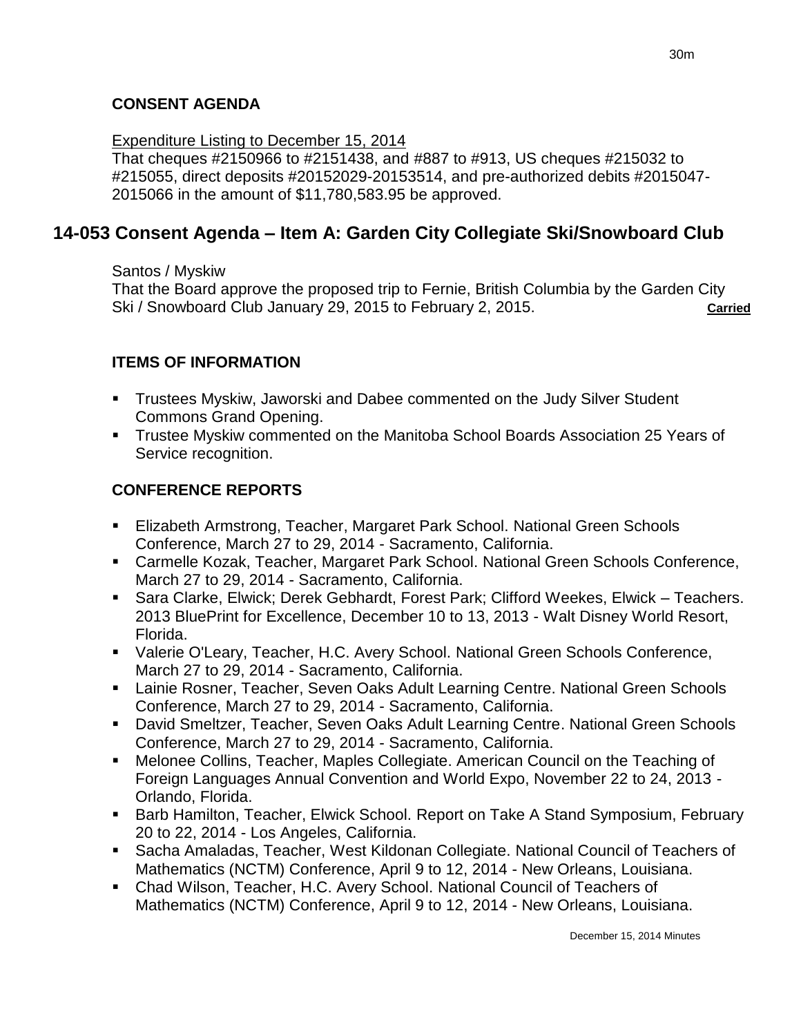**CONSENT AGENDA**

Expenditure Listing to December 15, 2014

That cheques #2150966 to #2151438, and #887 to #913, US cheques #215032 to #215055, direct deposits #20152029-20153514, and pre-authorized debits #2015047-2015066 in the amount of $11,780,583.95 be approved.

## 14-053 Consent Agenda – Item A: Garden City Collegiate Ski/Snowboard Club

Santos / Myskiw

That the Board approve the proposed trip to Fernie, British Columbia by the Garden City Ski / Snowboard Club January 29, 2015 to February 2, 2015. **Carried**

**ITEMS OF INFORMATION**

- Trustees Myskiw, Jaworski and Dabee commented on the Judy Silver Student Commons Grand Opening.
- Trustee Myskiw commented on the Manitoba School Boards Association 25 Years of Service recognition.

**CONFERENCE REPORTS**

- Elizabeth Armstrong, Teacher, Margaret Park School. National Green Schools Conference, March 27 to 29, 2014 - Sacramento, California.
- Carmelle Kozak, Teacher, Margaret Park School. National Green Schools Conference, March 27 to 29, 2014 - Sacramento, California.
- Sara Clarke, Elwick; Derek Gebhardt, Forest Park; Clifford Weekes, Elwick – Teachers. 2013 BluePrint for Excellence, December 10 to 13, 2013 - Walt Disney World Resort, Florida.
- Valerie O'Leary, Teacher, H.C. Avery School. National Green Schools Conference, March 27 to 29, 2014 - Sacramento, California.
- Lainie Rosner, Teacher, Seven Oaks Adult Learning Centre. National Green Schools Conference, March 27 to 29, 2014 - Sacramento, California.
- David Smeltzer, Teacher, Seven Oaks Adult Learning Centre. National Green Schools Conference, March 27 to 29, 2014 - Sacramento, California.
- Melonee Collins, Teacher, Maples Collegiate. American Council on the Teaching of Foreign Languages Annual Convention and World Expo, November 22 to 24, 2013 - Orlando, Florida.
- Barb Hamilton, Teacher, Elwick School. Report on Take A Stand Symposium, February 20 to 22, 2014 - Los Angeles, California.
- Sacha Amaladas, Teacher, West Kildonan Collegiate. National Council of Teachers of Mathematics (NCTM) Conference, April 9 to 12, 2014 - New Orleans, Louisiana.
- Chad Wilson, Teacher, H.C. Avery School. National Council of Teachers of Mathematics (NCTM) Conference, April 9 to 12, 2014 - New Orleans, Louisiana.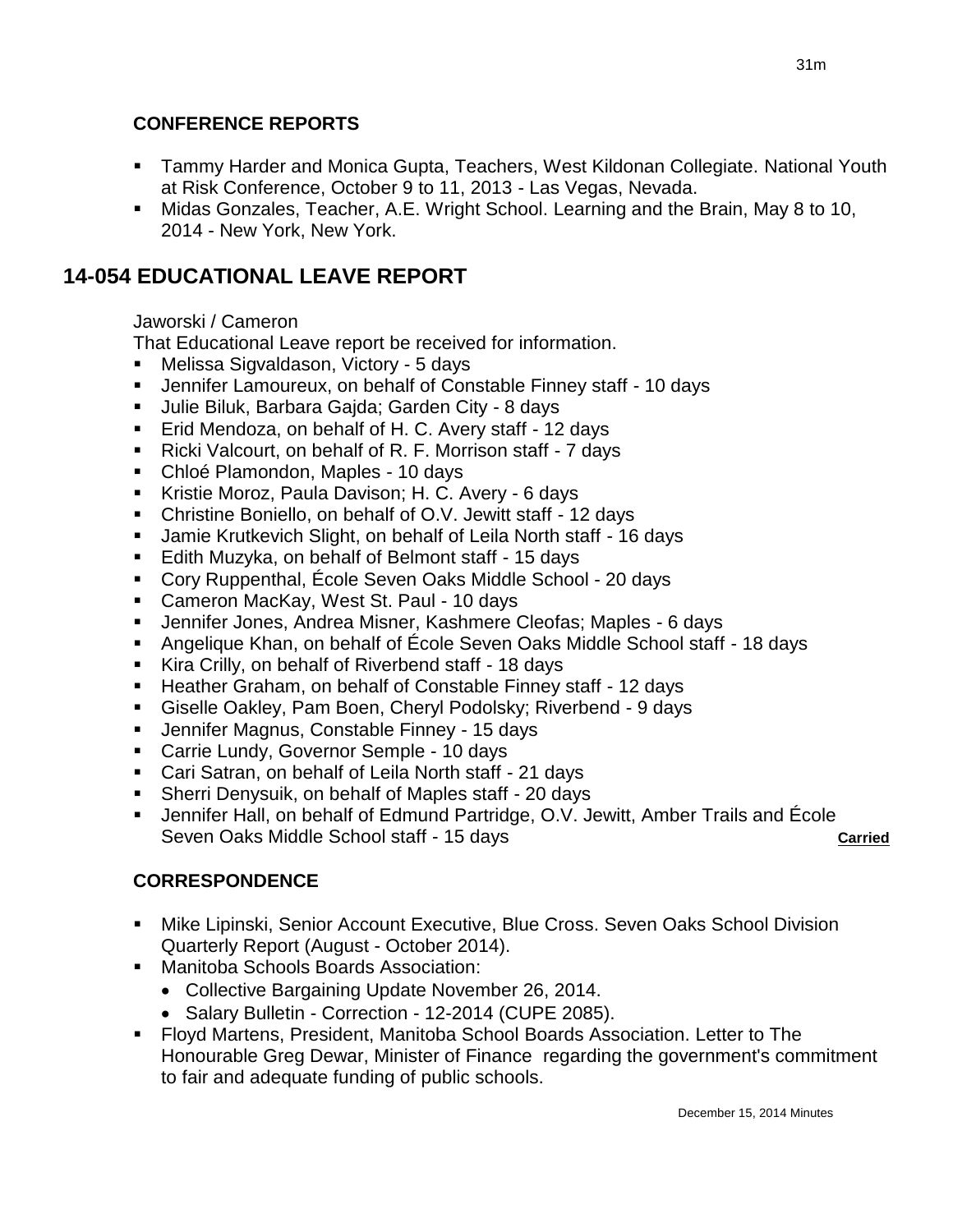### CONFERENCE REPORTS

- Tammy Harder and Monica Gupta, Teachers, West Kildonan Collegiate. National Youth at Risk Conference, October 9 to 11, 2013 - Las Vegas, Nevada.
- Midas Gonzales, Teacher, A.E. Wright School. Learning and the Brain, May 8 to 10, 2014 - New York, New York.

## 14-054 EDUCATIONAL LEAVE REPORT

Jaworski / Cameron

That Educational Leave report be received for information.

- Melissa Sigvaldason, Victory - 5 days
- Jennifer Lamoureux, on behalf of Constable Finney staff - 10 days
- Julie Biluk, Barbara Gajda; Garden City - 8 days
- Erid Mendoza, on behalf of H. C. Avery staff - 12 days
- Ricki Valcourt, on behalf of R. F. Morrison staff - 7 days
- Chloé Plamondon, Maples - 10 days
- Kristie Moroz, Paula Davison; H. C. Avery - 6 days
- Christine Boniello, on behalf of O.V. Jewitt staff - 12 days
- Jamie Krutkevich Slight, on behalf of Leila North staff - 16 days
- Edith Muzyka, on behalf of Belmont staff - 15 days
- Cory Ruppenthal, École Seven Oaks Middle School - 20 days
- Cameron MacKay, West St. Paul - 10 days
- Jennifer Jones, Andrea Misner, Kashmere Cleofas; Maples - 6 days
- Angelique Khan, on behalf of École Seven Oaks Middle School staff - 18 days
- Kira Crilly, on behalf of Riverbend staff - 18 days
- Heather Graham, on behalf of Constable Finney staff - 12 days
- Giselle Oakley, Pam Boen, Cheryl Podolsky; Riverbend - 9 days
- Jennifer Magnus, Constable Finney - 15 days
- Carrie Lundy, Governor Semple - 10 days
- Cari Satran, on behalf of Leila North staff - 21 days
- Sherri Denysuik, on behalf of Maples staff - 20 days
- Jennifer Hall, on behalf of Edmund Partridge, O.V. Jewitt, Amber Trails and École Seven Oaks Middle School staff - 15 days **Carried**

### CORRESPONDENCE

- Mike Lipinski, Senior Account Executive, Blue Cross. Seven Oaks School Division Quarterly Report (August - October 2014).
- Manitoba Schools Boards Association:
  - Collective Bargaining Update November 26, 2014.
  - Salary Bulletin - Correction - 12-2014 (CUPE 2085).
- Floyd Martens, President, Manitoba School Boards Association. Letter to The Honourable Greg Dewar, Minister of Finance regarding the government's commitment to fair and adequate funding of public schools.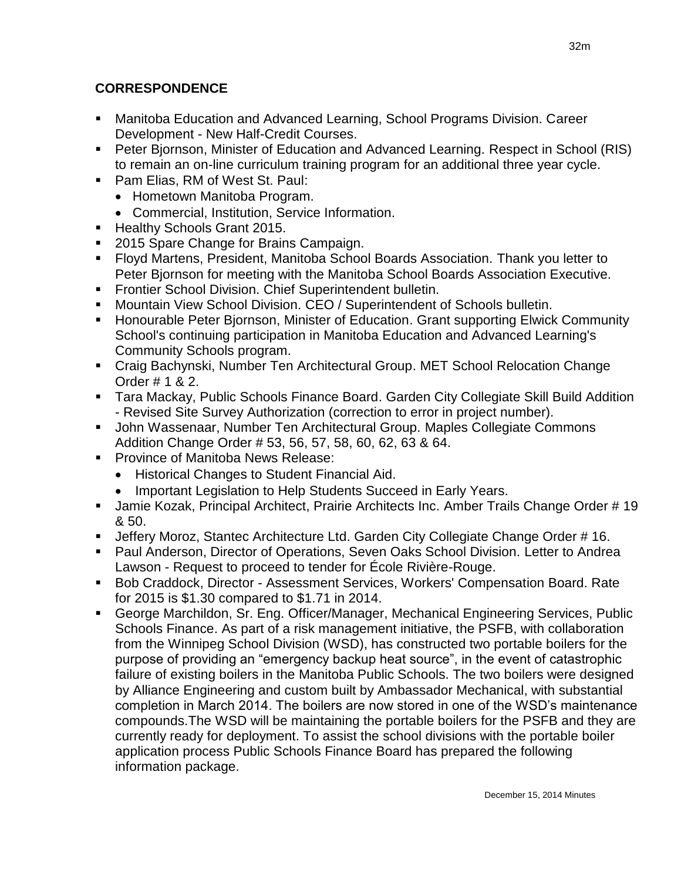## CORRESPONDENCE

- Manitoba Education and Advanced Learning, School Programs Division. Career Development - New Half-Credit Courses.
- Peter Bjornson, Minister of Education and Advanced Learning. Respect in School (RIS) to remain an on-line curriculum training program for an additional three year cycle.
- Pam Elias, RM of West St. Paul:
  - Hometown Manitoba Program.
  - Commercial, Institution, Service Information.
- Healthy Schools Grant 2015.
- 2015 Spare Change for Brains Campaign.
- Floyd Martens, President, Manitoba School Boards Association. Thank you letter to Peter Bjornson for meeting with the Manitoba School Boards Association Executive.
- Frontier School Division. Chief Superintendent bulletin.
- Mountain View School Division. CEO / Superintendent of Schools bulletin.
- Honourable Peter Bjornson, Minister of Education. Grant supporting Elwick Community School's continuing participation in Manitoba Education and Advanced Learning's Community Schools program.
- Craig Bachynski, Number Ten Architectural Group. MET School Relocation Change Order # 1 & 2.
- Tara Mackay, Public Schools Finance Board. Garden City Collegiate Skill Build Addition - Revised Site Survey Authorization (correction to error in project number).
- John Wassenaar, Number Ten Architectural Group. Maples Collegiate Commons Addition Change Order # 53, 56, 57, 58, 60, 62, 63 & 64.
- Province of Manitoba News Release:
  - Historical Changes to Student Financial Aid.
  - Important Legislation to Help Students Succeed in Early Years.
- Jamie Kozak, Principal Architect, Prairie Architects Inc. Amber Trails Change Order # 19 & 50.
- Jeffery Moroz, Stantec Architecture Ltd. Garden City Collegiate Change Order # 16.
- Paul Anderson, Director of Operations, Seven Oaks School Division. Letter to Andrea Lawson - Request to proceed to tender for École Rivière-Rouge.
- Bob Craddock, Director - Assessment Services, Workers' Compensation Board. Rate for 2015 is $1.30 compared to $1.71 in 2014.
- George Marchildon, Sr. Eng. Officer/Manager, Mechanical Engineering Services, Public Schools Finance. As part of a risk management initiative, the PSFB, with collaboration from the Winnipeg School Division (WSD), has constructed two portable boilers for the purpose of providing an "emergency backup heat source", in the event of catastrophic failure of existing boilers in the Manitoba Public Schools. The two boilers were designed by Alliance Engineering and custom built by Ambassador Mechanical, with substantial completion in March 2014. The boilers are now stored in one of the WSD's maintenance compounds.The WSD will be maintaining the portable boilers for the PSFB and they are currently ready for deployment. To assist the school divisions with the portable boiler application process Public Schools Finance Board has prepared the following information package.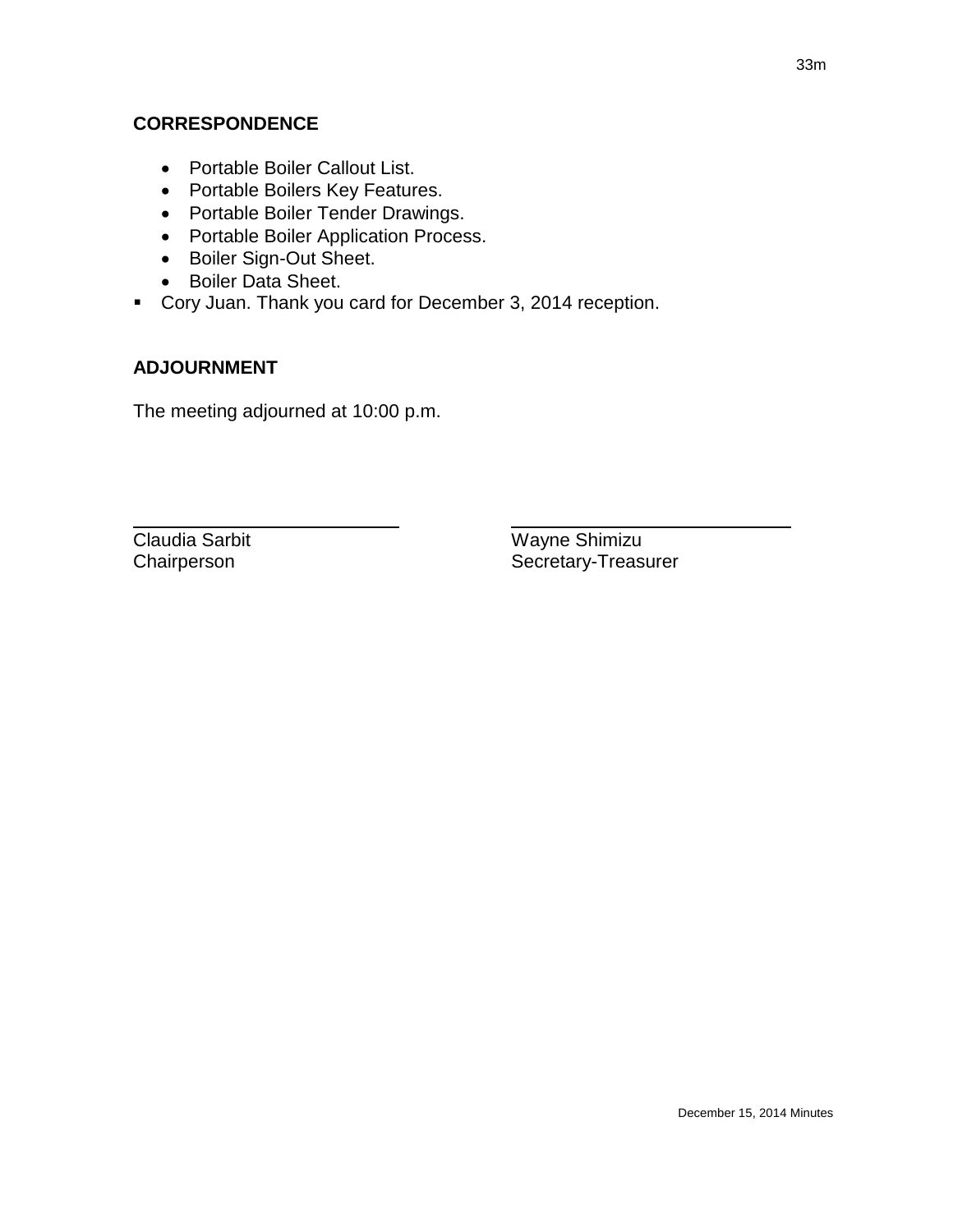## CORRESPONDENCE

- Portable Boiler Callout List.
- Portable Boilers Key Features.
- Portable Boiler Tender Drawings.
- Portable Boiler Application Process.
- Boiler Sign-Out Sheet.
- Boiler Data Sheet.

- Cory Juan. Thank you card for December 3, 2014 reception.

## ADJOURNMENT

The meeting adjourned at 10:00 p.m.

| | |
|---|---|
| Claudia Sarbit<br>Chairperson | Wayne Shimizu<br>Secretary-Treasurer |